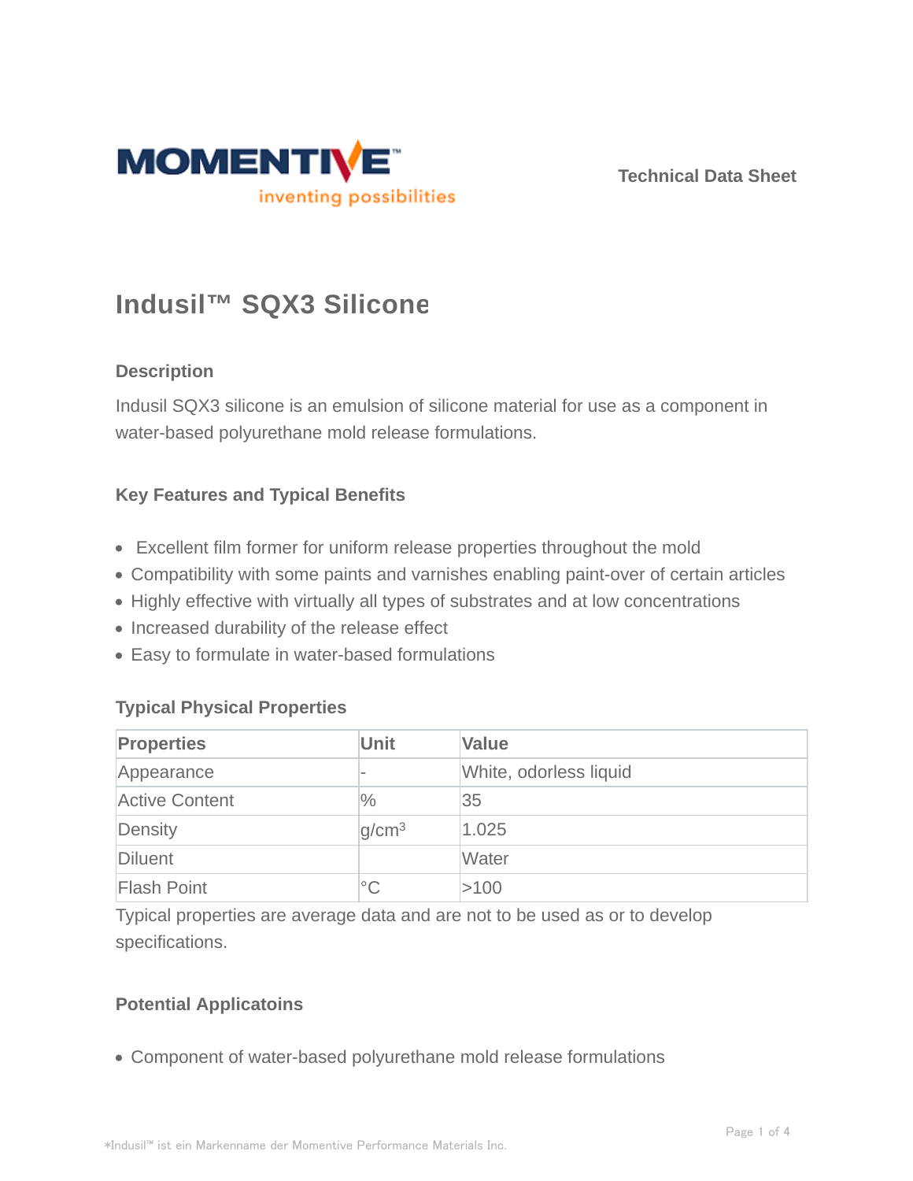Technical Data Sheet

# Indusil™ SQX3 Silicone

## Description

Indusil SQX3 silicone is an emulsion of silicone material for use as a component in water-based polyurethane mold release formulations.

## Key Features and Typical Benefits

- Excellent film former for uniform release properties throughout the mold
- Compatibility with some paints and varnishes enabling paint-over of certain articles
- Highly effective with virtually all types of substrates and at low concentrations
- Increased durability of the release effect
- Easy to formulate in water-based formulations

## Typical Physical Properties

| Properties | Unit | Value |
| --- | --- | --- |
| Appearance | - | White, odorless liquid |
| Active Content | % | 35 |
| Density | $g/cm^3$ | 1.025 |
| Diluent | | Water |
| Flash Point | °C | >100 |

Typical properties are average data and are not to be used as or to develop specifications.

## Potential Applicatoins

- Component of water-based polyurethane mold release formulations

*Indusil™ ist ein Markenname der Momentive Performance Materials Inc.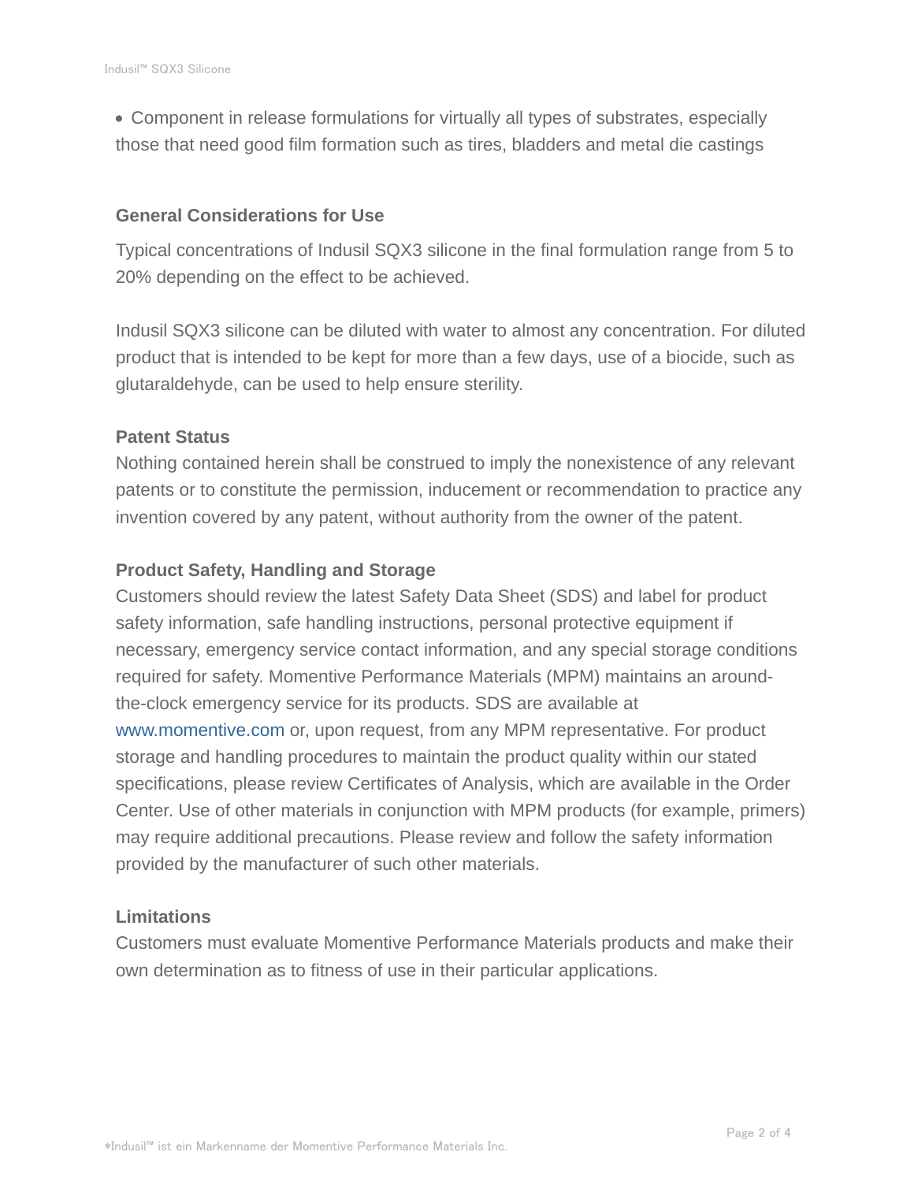- Component in release formulations for virtually all types of substrates, especially those that need good film formation such as tires, bladders and metal die castings

### General Considerations for Use

Typical concentrations of Indusil SQX3 silicone in the final formulation range from 5 to 20% depending on the effect to be achieved.

Indusil SQX3 silicone can be diluted with water to almost any concentration. For diluted product that is intended to be kept for more than a few days, use of a biocide, such as glutaraldehyde, can be used to help ensure sterility.

### Patent Status

Nothing contained herein shall be construed to imply the nonexistence of any relevant patents or to constitute the permission, inducement or recommendation to practice any invention covered by any patent, without authority from the owner of the patent.

### Product Safety, Handling and Storage

Customers should review the latest Safety Data Sheet (SDS) and label for product safety information, safe handling instructions, personal protective equipment if necessary, emergency service contact information, and any special storage conditions required for safety. Momentive Performance Materials (MPM) maintains an around-the-clock emergency service for its products. SDS are available at www.momentive.com or, upon request, from any MPM representative. For product storage and handling procedures to maintain the product quality within our stated specifications, please review Certificates of Analysis, which are available in the Order Center. Use of other materials in conjunction with MPM products (for example, primers) may require additional precautions. Please review and follow the safety information provided by the manufacturer of such other materials.

### Limitations

Customers must evaluate Momentive Performance Materials products and make their own determination as to fitness of use in their particular applications.

*Indusil™ ist ein Markenname der Momentive Performance Materials Inc.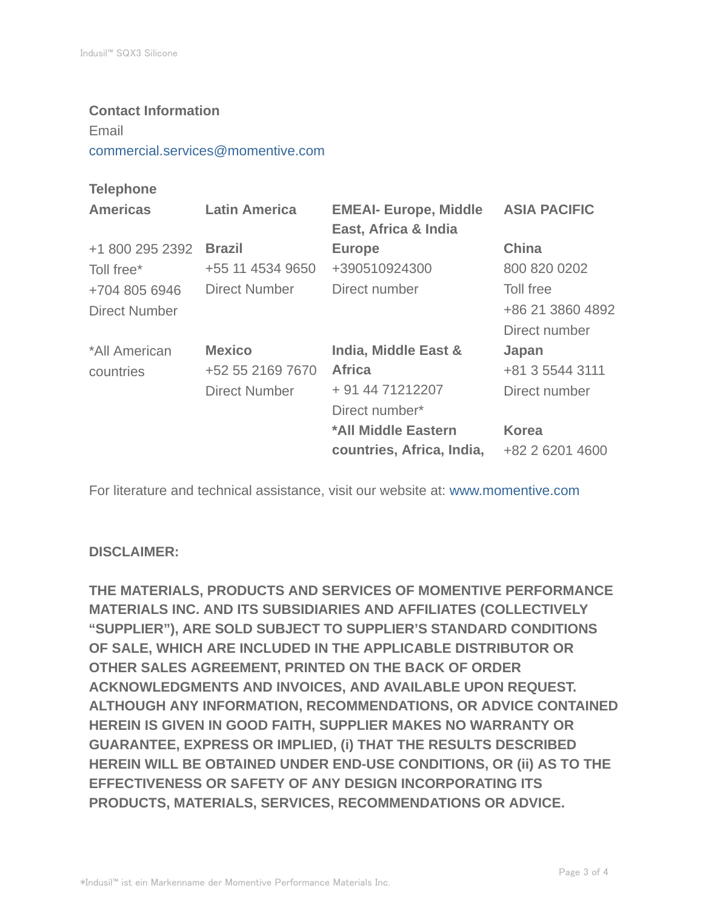**Contact Information**

Email

commercial.services@momentive.com

**Telephone**

| Americas | Latin America | EMEAI- Europe, Middle East, Africa & India | ASIA PACIFIC |
|---|---|---|---|
| +1 800 295 2392 Toll free* +704 805 6946 Direct Number | **Brazil** +55 11 4534 9650 Direct Number | **Europe** +390510924300 Direct number | **China** 800 820 0202 Toll free +86 21 3860 4892 Direct number |
| *All American countries | **Mexico** +52 55 2169 7670 Direct Number | **India, Middle East & Africa** + 91 44 71212207 Direct number* | **Japan** +81 3 5544 3111 Direct number |
| | | ***All Middle Eastern countries, Africa, India,** | **Korea** +82 2 6201 4600 |

For literature and technical assistance, visit our website at: www.momentive.com

**DISCLAIMER:**

**THE MATERIALS, PRODUCTS AND SERVICES OF MOMENTIVE PERFORMANCE MATERIALS INC. AND ITS SUBSIDIARIES AND AFFILIATES (COLLECTIVELY "SUPPLIER"), ARE SOLD SUBJECT TO SUPPLIER'S STANDARD CONDITIONS OF SALE, WHICH ARE INCLUDED IN THE APPLICABLE DISTRIBUTOR OR OTHER SALES AGREEMENT, PRINTED ON THE BACK OF ORDER ACKNOWLEDGMENTS AND INVOICES, AND AVAILABLE UPON REQUEST. ALTHOUGH ANY INFORMATION, RECOMMENDATIONS, OR ADVICE CONTAINED HEREIN IS GIVEN IN GOOD FAITH, SUPPLIER MAKES NO WARRANTY OR GUARANTEE, EXPRESS OR IMPLIED, (i) THAT THE RESULTS DESCRIBED HEREIN WILL BE OBTAINED UNDER END-USE CONDITIONS, OR (ii) AS TO THE EFFECTIVENESS OR SAFETY OF ANY DESIGN INCORPORATING ITS PRODUCTS, MATERIALS, SERVICES, RECOMMENDATIONS OR ADVICE.**

*Indusil™ ist ein Markenname der Momentive Performance Materials Inc.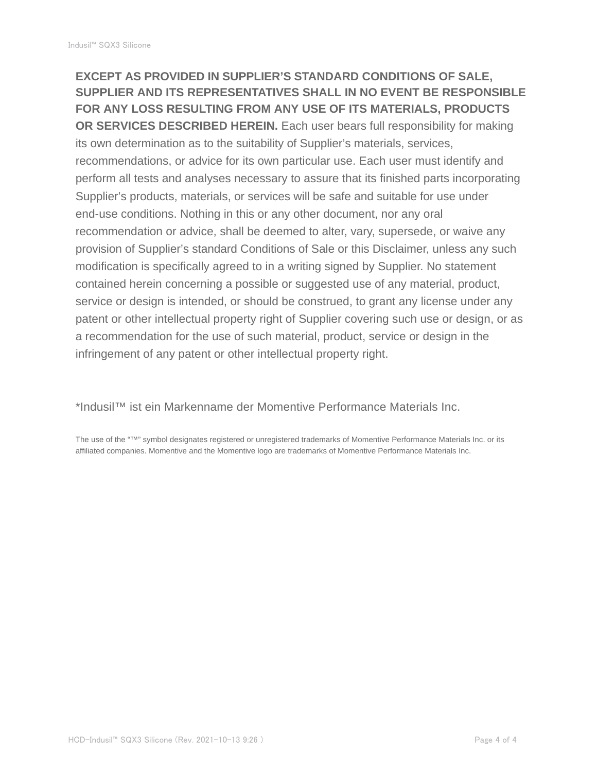**EXCEPT AS PROVIDED IN SUPPLIER'S STANDARD CONDITIONS OF SALE, SUPPLIER AND ITS REPRESENTATIVES SHALL IN NO EVENT BE RESPONSIBLE FOR ANY LOSS RESULTING FROM ANY USE OF ITS MATERIALS, PRODUCTS OR SERVICES DESCRIBED HEREIN.** Each user bears full responsibility for making its own determination as to the suitability of Supplier's materials, services, recommendations, or advice for its own particular use. Each user must identify and perform all tests and analyses necessary to assure that its finished parts incorporating Supplier's products, materials, or services will be safe and suitable for use under end-use conditions. Nothing in this or any other document, nor any oral recommendation or advice, shall be deemed to alter, vary, supersede, or waive any provision of Supplier's standard Conditions of Sale or this Disclaimer, unless any such modification is specifically agreed to in a writing signed by Supplier. No statement contained herein concerning a possible or suggested use of any material, product, service or design is intended, or should be construed, to grant any license under any patent or other intellectual property right of Supplier covering such use or design, or as a recommendation for the use of such material, product, service or design in the infringement of any patent or other intellectual property right.

*Indusil™ ist ein Markenname der Momentive Performance Materials Inc.

The use of the "™" symbol designates registered or unregistered trademarks of Momentive Performance Materials Inc. or its affiliated companies. Momentive and the Momentive logo are trademarks of Momentive Performance Materials Inc.